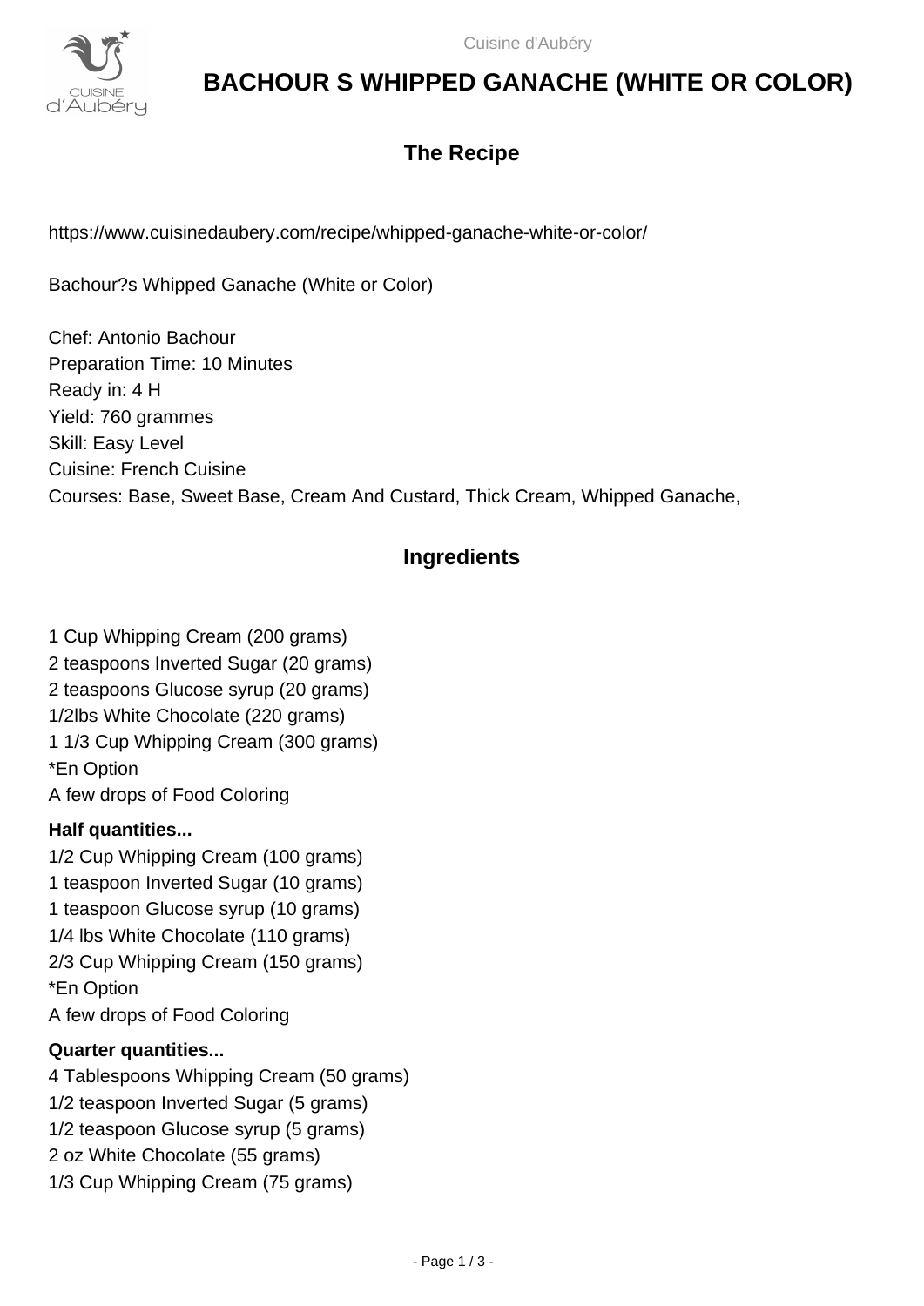# BACHOUR S WHIPPED GANACHE (WHITE OR COLOR)

## The Recipe

https://www.cuisinedaubery.com/recipe/whipped-ganache-white-or-color/

Bachour?s Whipped Ganache (White or Color)

Chef: Antonio Bachour
Preparation Time: 10 Minutes
Ready in: 4 H
Yield: 760 grammes
Skill: Easy Level
Cuisine: French Cuisine
Courses: Base, Sweet Base, Cream And Custard, Thick Cream, Whipped Ganache,

## Ingredients

1 Cup Whipping Cream (200 grams)
2 teaspoons Inverted Sugar (20 grams)
2 teaspoons Glucose syrup (20 grams)
1/2lbs White Chocolate (220 grams)
1 1/3 Cup Whipping Cream (300 grams)
*En Option
A few drops of Food Coloring

**Half quantities...**

1/2 Cup Whipping Cream (100 grams)
1 teaspoon Inverted Sugar (10 grams)
1 teaspoon Glucose syrup (10 grams)
1/4 lbs White Chocolate (110 grams)
2/3 Cup Whipping Cream (150 grams)
*En Option
A few drops of Food Coloring

**Quarter quantities...**

4 Tablespoons Whipping Cream (50 grams)
1/2 teaspoon Inverted Sugar (5 grams)
1/2 teaspoon Glucose syrup (5 grams)
2 oz White Chocolate (55 grams)
1/3 Cup Whipping Cream (75 grams)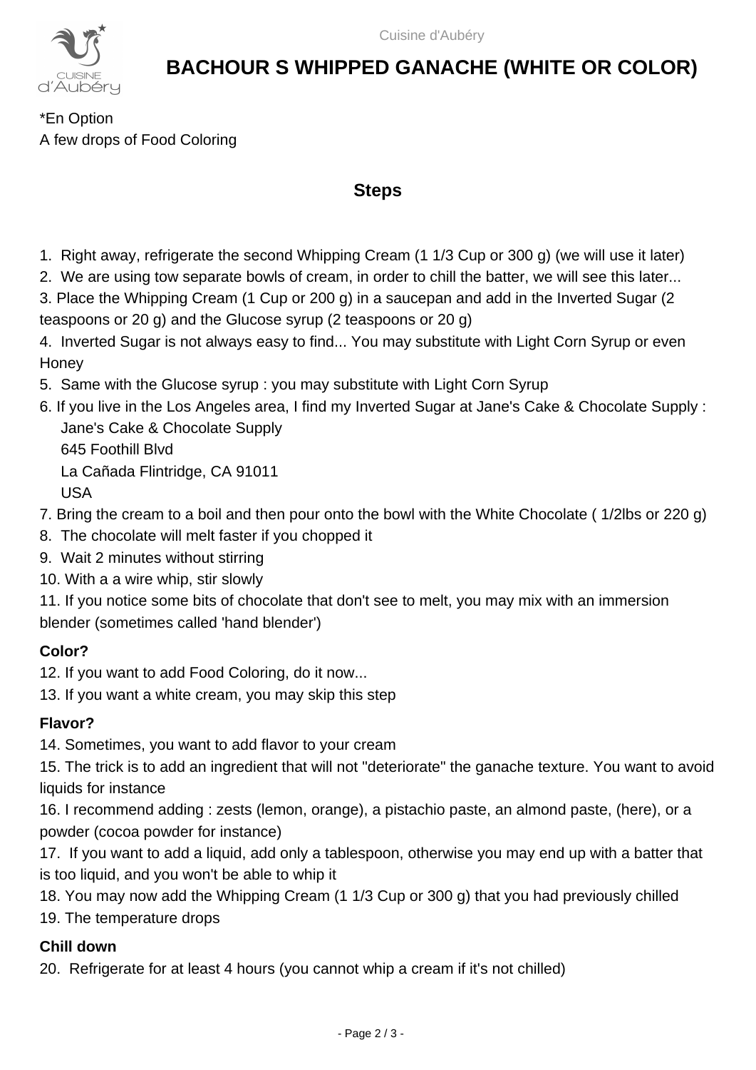# BACHOUR S WHIPPED GANACHE (WHITE OR COLOR)

*En Option
A few drops of Food Coloring

## Steps

1. Right away, refrigerate the second Whipping Cream (1 1/3 Cup or 300 g) (we will use it later)
2. We are using tow separate bowls of cream, in order to chill the batter, we will see this later...
3. Place the Whipping Cream (1 Cup or 200 g) in a saucepan and add in the Inverted Sugar (2 teaspoons or 20 g) and the Glucose syrup (2 teaspoons or 20 g)
4. Inverted Sugar is not always easy to find... You may substitute with Light Corn Syrup or even Honey
5. Same with the Glucose syrup : you may substitute with Light Corn Syrup
6. If you live in the Los Angeles area, I find my Inverted Sugar at Jane's Cake & Chocolate Supply :
   Jane's Cake & Chocolate Supply
   645 Foothill Blvd
   La Cañada Flintridge, CA 91011
   USA
7. Bring the cream to a boil and then pour onto the bowl with the White Chocolate ( 1/2lbs or 220 g)
8. The chocolate will melt faster if you chopped it
9. Wait 2 minutes without stirring
10. With a a wire whip, stir slowly
11. If you notice some bits of chocolate that don't see to melt, you may mix with an immersion blender (sometimes called 'hand blender')

### Color?

12. If you want to add Food Coloring, do it now...
13. If you want a white cream, you may skip this step

### Flavor?

14. Sometimes, you want to add flavor to your cream
15. The trick is to add an ingredient that will not "deteriorate" the ganache texture. You want to avoid liquids for instance
16. I recommend adding : zests (lemon, orange), a pistachio paste, an almond paste, (here), or a powder (cocoa powder for instance)
17. If you want to add a liquid, add only a tablespoon, otherwise you may end up with a batter that is too liquid, and you won't be able to whip it
18. You may now add the Whipping Cream (1 1/3 Cup or 300 g) that you had previously chilled
19. The temperature drops

### Chill down

20. Refrigerate for at least 4 hours (you cannot whip a cream if it's not chilled)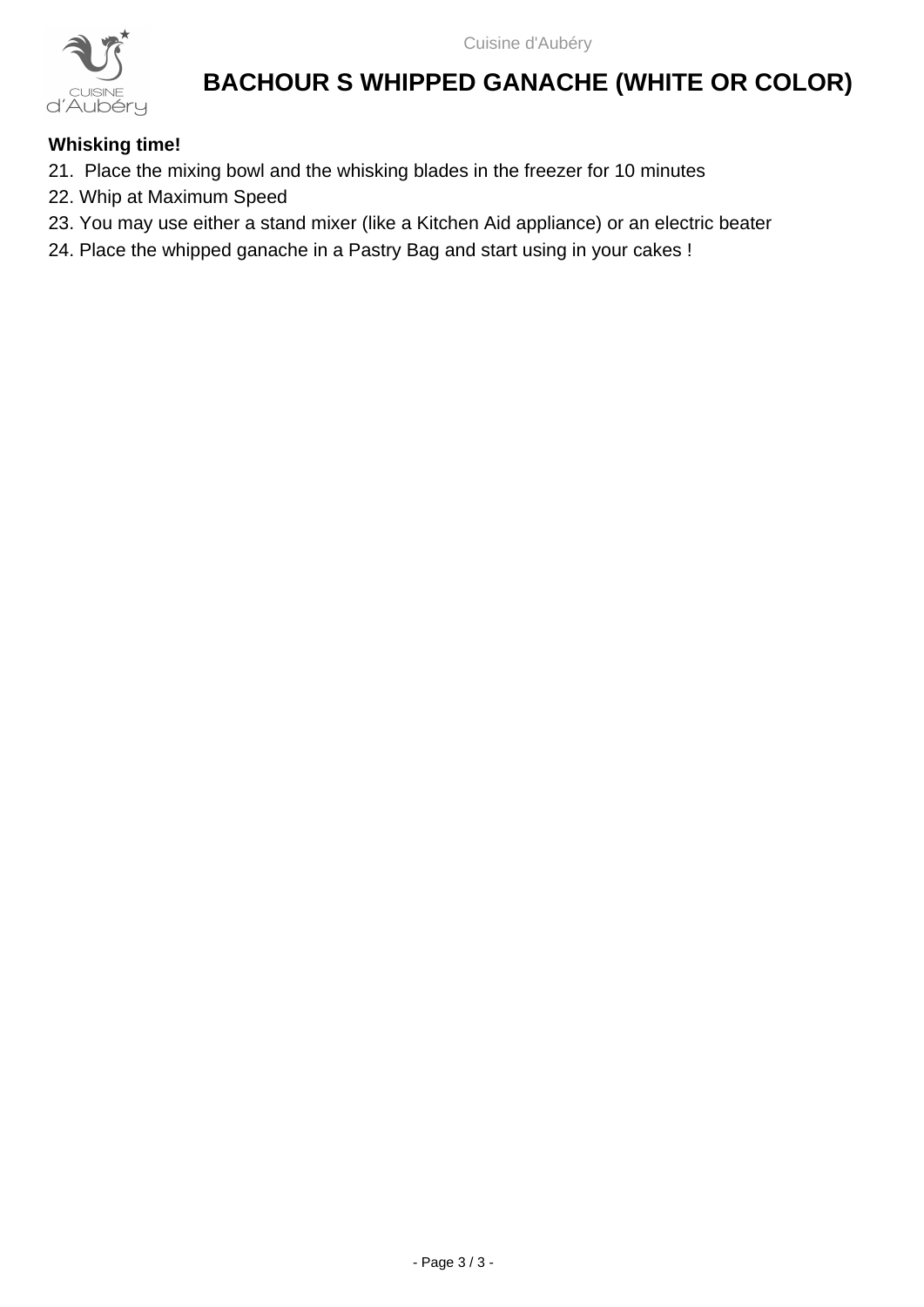**Whisking time!**

21.  Place the mixing bowl and the whisking blades in the freezer for 10 minutes
22. Whip at Maximum Speed
23. You may use either a stand mixer (like a Kitchen Aid appliance) or an electric beater
24. Place the whipped ganache in a Pastry Bag and start using in your cakes !